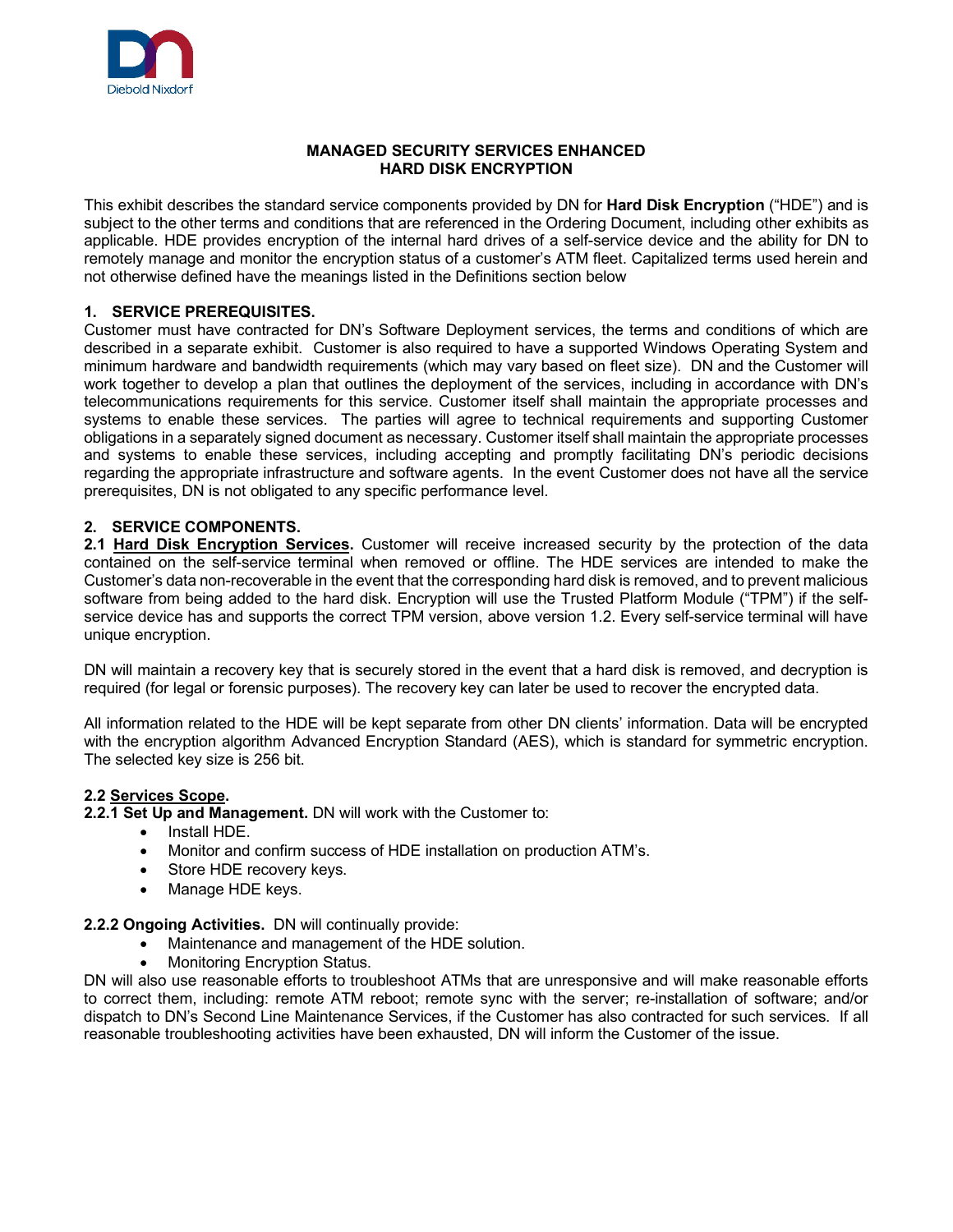**MANAGED SECURITY SERVICES ENHANCED**
**HARD DISK ENCRYPTION**

This exhibit describes the standard service components provided by DN for **Hard Disk Encryption** ("HDE") and is subject to the other terms and conditions that are referenced in the Ordering Document, including other exhibits as applicable. HDE provides encryption of the internal hard drives of a self-service device and the ability for DN to remotely manage and monitor the encryption status of a customer's ATM fleet. Capitalized terms used herein and not otherwise defined have the meanings listed in the Definitions section below

## 1. SERVICE PREREQUISITES.

Customer must have contracted for DN's Software Deployment services, the terms and conditions of which are described in a separate exhibit. Customer is also required to have a supported Windows Operating System and minimum hardware and bandwidth requirements (which may vary based on fleet size). DN and the Customer will work together to develop a plan that outlines the deployment of the services, including in accordance with DN's telecommunications requirements for this service. Customer itself shall maintain the appropriate processes and systems to enable these services. The parties will agree to technical requirements and supporting Customer obligations in a separately signed document as necessary. Customer itself shall maintain the appropriate processes and systems to enable these services, including accepting and promptly facilitating DN's periodic decisions regarding the appropriate infrastructure and software agents. In the event Customer does not have all the service prerequisites, DN is not obligated to any specific performance level.

## 2. SERVICE COMPONENTS.

**2.1 Hard Disk Encryption Services.** Customer will receive increased security by the protection of the data contained on the self-service terminal when removed or offline. The HDE services are intended to make the Customer's data non-recoverable in the event that the corresponding hard disk is removed, and to prevent malicious software from being added to the hard disk. Encryption will use the Trusted Platform Module ("TPM") if the self-service device has and supports the correct TPM version, above version 1.2. Every self-service terminal will have unique encryption.

DN will maintain a recovery key that is securely stored in the event that a hard disk is removed, and decryption is required (for legal or forensic purposes). The recovery key can later be used to recover the encrypted data.

All information related to the HDE will be kept separate from other DN clients' information. Data will be encrypted with the encryption algorithm Advanced Encryption Standard (AES), which is standard for symmetric encryption. The selected key size is 256 bit.

**2.2 Services Scope.**

**2.2.1 Set Up and Management.** DN will work with the Customer to:

- Install HDE.
- Monitor and confirm success of HDE installation on production ATM's.
- Store HDE recovery keys.
- Manage HDE keys.

**2.2.2 Ongoing Activities.** DN will continually provide:

- Maintenance and management of the HDE solution.
- Monitoring Encryption Status.

DN will also use reasonable efforts to troubleshoot ATMs that are unresponsive and will make reasonable efforts to correct them, including: remote ATM reboot; remote sync with the server; re-installation of software; and/or dispatch to DN's Second Line Maintenance Services, if the Customer has also contracted for such services. If all reasonable troubleshooting activities have been exhausted, DN will inform the Customer of the issue.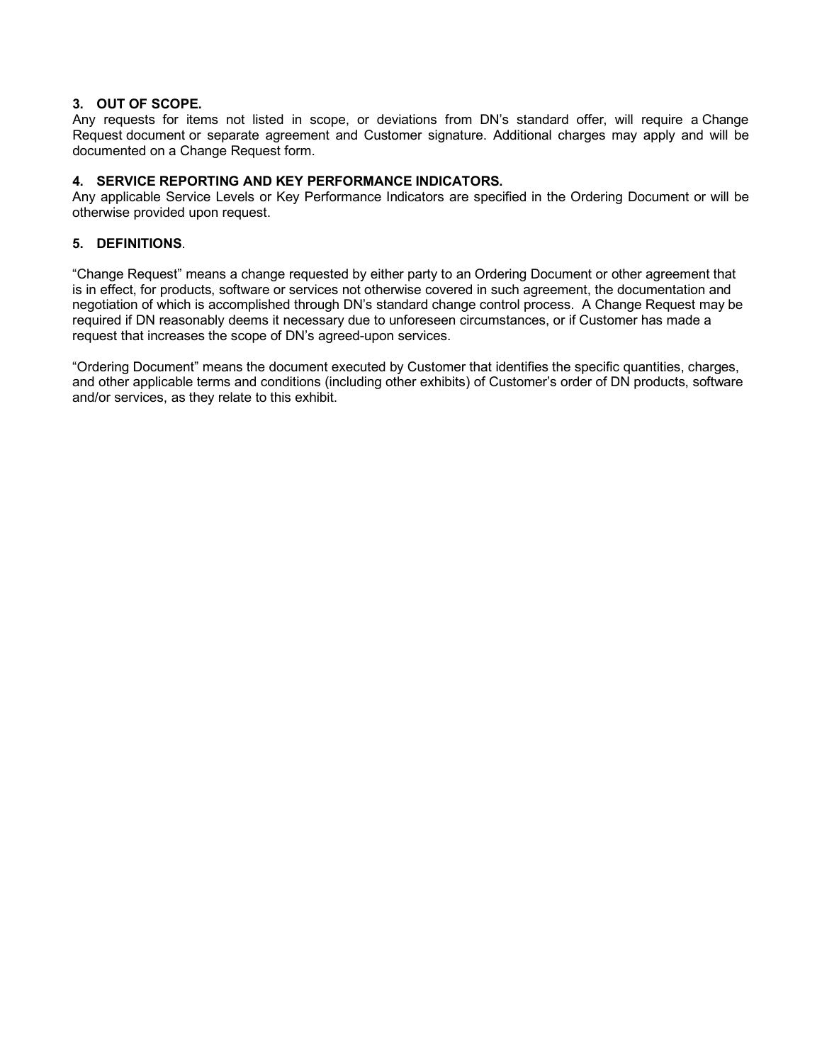**3. OUT OF SCOPE.**

Any requests for items not listed in scope, or deviations from DN's standard offer, will require a Change Request document or separate agreement and Customer signature. Additional charges may apply and will be documented on a Change Request form.

**4. SERVICE REPORTING AND KEY PERFORMANCE INDICATORS.**

Any applicable Service Levels or Key Performance Indicators are specified in the Ordering Document or will be otherwise provided upon request.

**5. DEFINITIONS**.

"Change Request" means a change requested by either party to an Ordering Document or other agreement that is in effect, for products, software or services not otherwise covered in such agreement, the documentation and negotiation of which is accomplished through DN's standard change control process. A Change Request may be required if DN reasonably deems it necessary due to unforeseen circumstances, or if Customer has made a request that increases the scope of DN's agreed-upon services.

"Ordering Document" means the document executed by Customer that identifies the specific quantities, charges, and other applicable terms and conditions (including other exhibits) of Customer's order of DN products, software and/or services, as they relate to this exhibit.